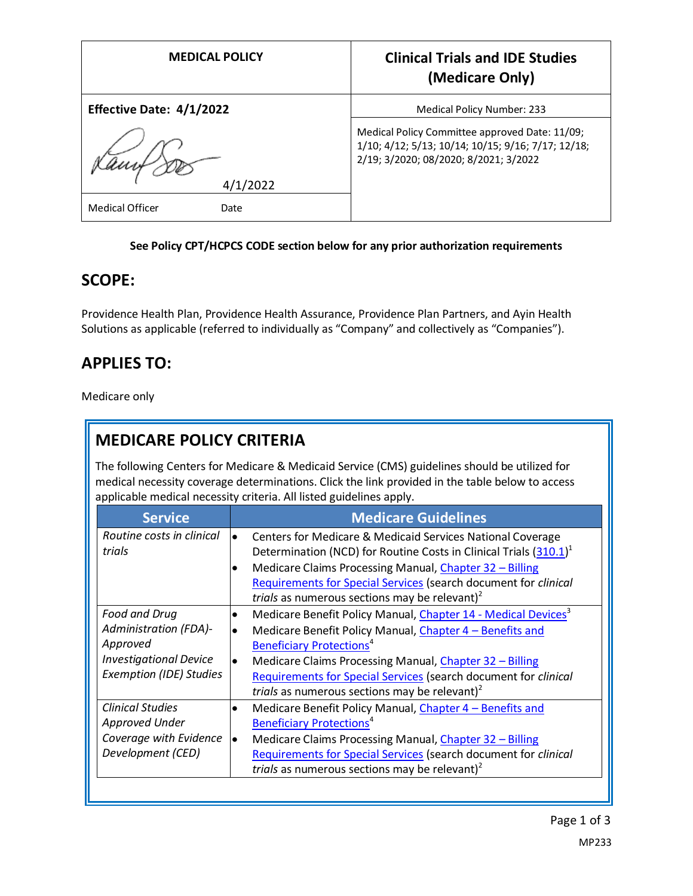| MEDICAL POLICY | Clinical Trials and IDE Studies (Medicare Only) |
|---|---|
| **Effective Date: 4/1/2022** | Medical Policy Number: 233 |
| 4/1/2022 | Medical Policy Committee approved Date: 11/09; 1/10; 4/12; 5/13; 10/14; 10/15; 9/16; 7/17; 12/18; 2/19; 3/2020; 08/2020; 8/2021; 3/2022 |
| Medical Officer Date | |

**See Policy CPT/HCPCS CODE section below for any prior authorization requirements**

## SCOPE:

Providence Health Plan, Providence Health Assurance, Providence Plan Partners, and Ayin Health Solutions as applicable (referred to individually as "Company" and collectively as "Companies").

## APPLIES TO:

Medicare only

## MEDICARE POLICY CRITERIA

The following Centers for Medicare & Medicaid Service (CMS) guidelines should be utilized for medical necessity coverage determinations. Click the link provided in the table below to access applicable medical necessity criteria. All listed guidelines apply.

| Service | Medicare Guidelines |
|---|---|
| *Routine costs in clinical trials* | • Centers for Medicare & Medicaid Services National Coverage Determination (NCD) for Routine Costs in Clinical Trials (310.1)[1]<br>• Medicare Claims Processing Manual, Chapter 32 – Billing Requirements for Special Services (search document for *clinical trials* as numerous sections may be relevant)[2] |
| *Food and Drug Administration (FDA)-Approved Investigational Device Exemption (IDE) Studies* | • Medicare Benefit Policy Manual, Chapter 14 - Medical Devices[3]<br>• Medicare Benefit Policy Manual, Chapter 4 – Benefits and Beneficiary Protections[4]<br>• Medicare Claims Processing Manual, Chapter 32 – Billing Requirements for Special Services (search document for *clinical trials* as numerous sections may be relevant)[2] |
| *Clinical Studies Approved Under Coverage with Evidence Development (CED)* | • Medicare Benefit Policy Manual, Chapter 4 – Benefits and Beneficiary Protections[4]<br>• Medicare Claims Processing Manual, Chapter 32 – Billing Requirements for Special Services (search document for *clinical trials* as numerous sections may be relevant)[2] |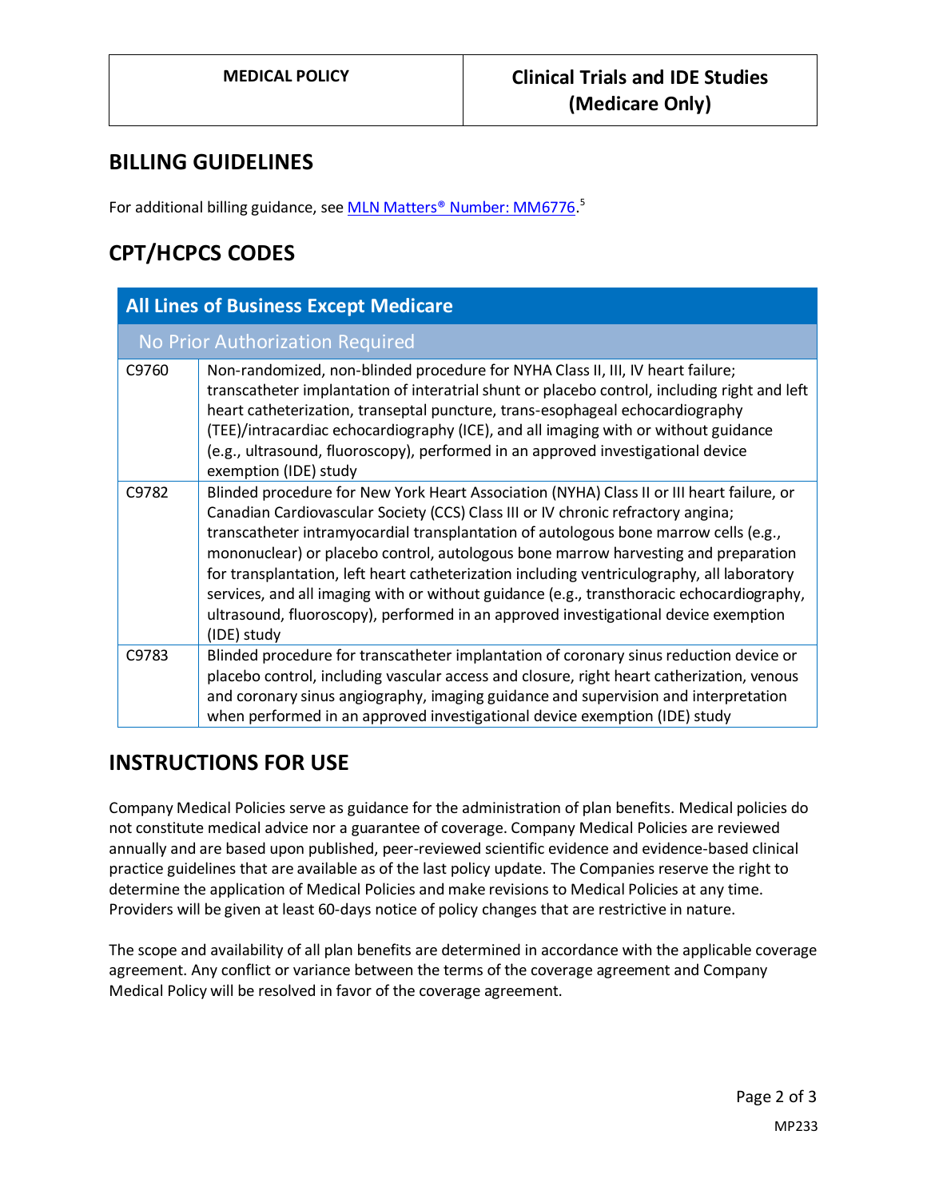## BILLING GUIDELINES

For additional billing guidance, see MLN Matters® Number: MM6776.[5]

## CPT/HCPCS CODES

| All Lines of Business Except Medicare | |
|---|---|
| No Prior Authorization Required | |
| C9760 | Non-randomized, non-blinded procedure for NYHA Class II, III, IV heart failure; transcatheter implantation of interatrial shunt or placebo control, including right and left heart catheterization, transeptal puncture, trans-esophageal echocardiography (TEE)/intracardiac echocardiography (ICE), and all imaging with or without guidance (e.g., ultrasound, fluoroscopy), performed in an approved investigational device exemption (IDE) study |
| C9782 | Blinded procedure for New York Heart Association (NYHA) Class II or III heart failure, or Canadian Cardiovascular Society (CCS) Class III or IV chronic refractory angina; transcatheter intramyocardial transplantation of autologous bone marrow cells (e.g., mononuclear) or placebo control, autologous bone marrow harvesting and preparation for transplantation, left heart catheterization including ventriculography, all laboratory services, and all imaging with or without guidance (e.g., transthoracic echocardiography, ultrasound, fluoroscopy), performed in an approved investigational device exemption (IDE) study |
| C9783 | Blinded procedure for transcatheter implantation of coronary sinus reduction device or placebo control, including vascular access and closure, right heart catherization, venous and coronary sinus angiography, imaging guidance and supervision and interpretation when performed in an approved investigational device exemption (IDE) study |

## INSTRUCTIONS FOR USE

Company Medical Policies serve as guidance for the administration of plan benefits. Medical policies do not constitute medical advice nor a guarantee of coverage. Company Medical Policies are reviewed annually and are based upon published, peer-reviewed scientific evidence and evidence-based clinical practice guidelines that are available as of the last policy update. The Companies reserve the right to determine the application of Medical Policies and make revisions to Medical Policies at any time. Providers will be given at least 60-days notice of policy changes that are restrictive in nature.

The scope and availability of all plan benefits are determined in accordance with the applicable coverage agreement. Any conflict or variance between the terms of the coverage agreement and Company Medical Policy will be resolved in favor of the coverage agreement.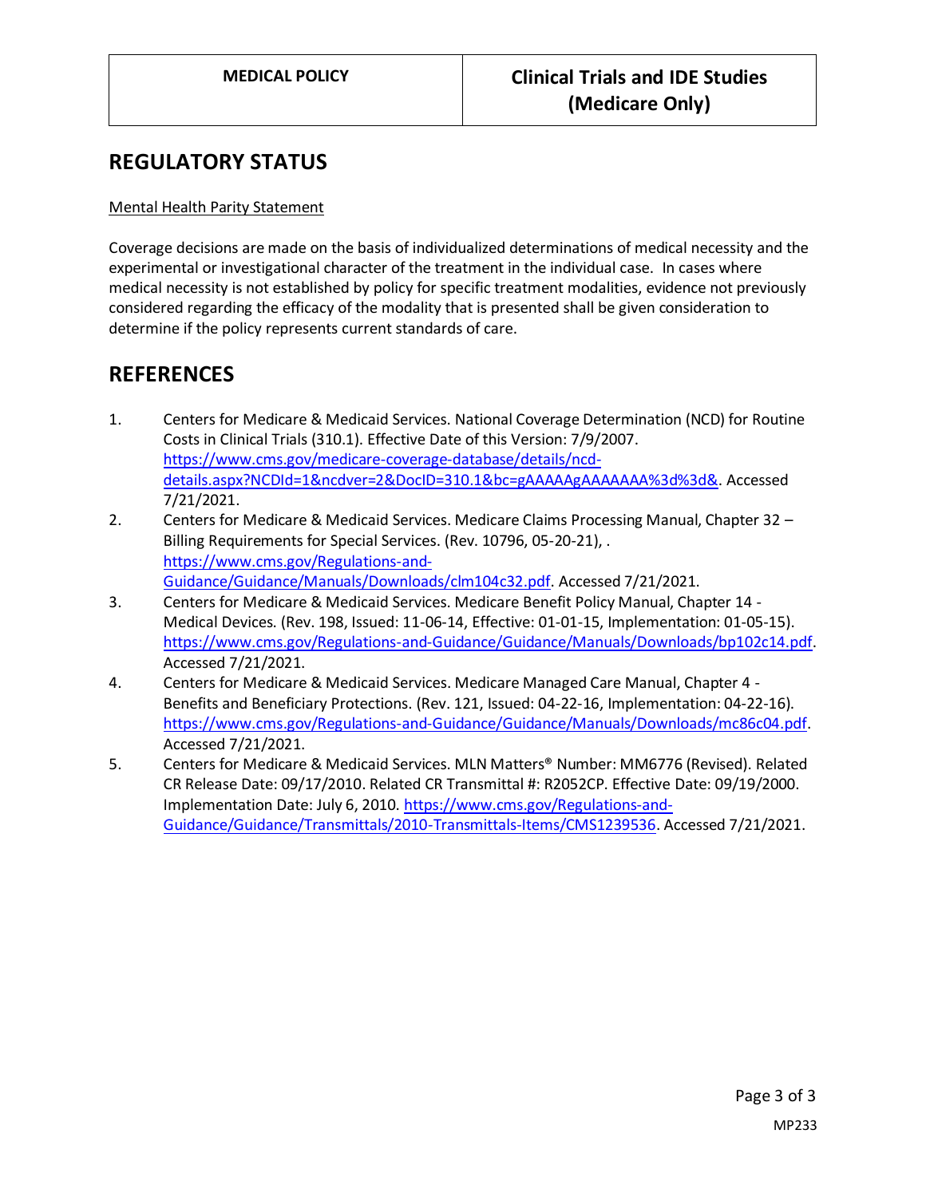## REGULATORY STATUS

Mental Health Parity Statement

Coverage decisions are made on the basis of individualized determinations of medical necessity and the experimental or investigational character of the treatment in the individual case. In cases where medical necessity is not established by policy for specific treatment modalities, evidence not previously considered regarding the efficacy of the modality that is presented shall be given consideration to determine if the policy represents current standards of care.

## REFERENCES

1. Centers for Medicare & Medicaid Services. National Coverage Determination (NCD) for Routine Costs in Clinical Trials (310.1). Effective Date of this Version: 7/9/2007. https://www.cms.gov/medicare-coverage-database/details/ncd-details.aspx?NCDId=1&ncdver=2&DocID=310.1&bc=gAAAAAgAAAAAAA%3d%3d&. Accessed 7/21/2021.
2. Centers for Medicare & Medicaid Services. Medicare Claims Processing Manual, Chapter 32 – Billing Requirements for Special Services. (Rev. 10796, 05-20-21), . https://www.cms.gov/Regulations-and-Guidance/Guidance/Manuals/Downloads/clm104c32.pdf. Accessed 7/21/2021.
3. Centers for Medicare & Medicaid Services. Medicare Benefit Policy Manual, Chapter 14 - Medical Devices. (Rev. 198, Issued: 11-06-14, Effective: 01-01-15, Implementation: 01-05-15). https://www.cms.gov/Regulations-and-Guidance/Guidance/Manuals/Downloads/bp102c14.pdf. Accessed 7/21/2021.
4. Centers for Medicare & Medicaid Services. Medicare Managed Care Manual, Chapter 4 - Benefits and Beneficiary Protections. (Rev. 121, Issued: 04-22-16, Implementation: 04-22-16). https://www.cms.gov/Regulations-and-Guidance/Guidance/Manuals/Downloads/mc86c04.pdf. Accessed 7/21/2021.
5. Centers for Medicare & Medicaid Services. MLN Matters® Number: MM6776 (Revised). Related CR Release Date: 09/17/2010. Related CR Transmittal #: R2052CP. Effective Date: 09/19/2000. Implementation Date: July 6, 2010. https://www.cms.gov/Regulations-and-Guidance/Guidance/Transmittals/2010-Transmittals-Items/CMS1239536. Accessed 7/21/2021.